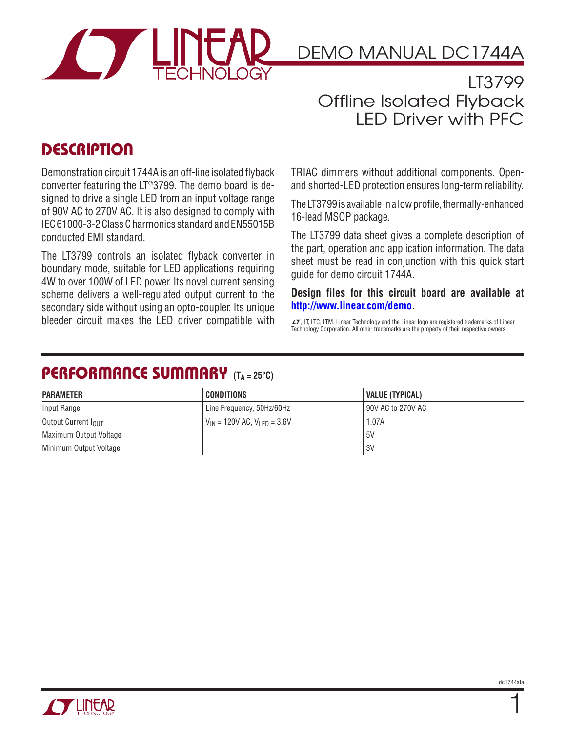# DEMO MANUAL DC1744A

## LT3799 Offline Isolated Flyback LED Driver with PFC

## DESCRIPTION

Demonstration circuit 1744A is an off-line isolated flyback converter featuring the LT®3799. The demo board is designed to drive a single LED from an input voltage range of 90V AC to 270V AC. It is also designed to comply with IEC 61000-3-2 Class C harmonics standard and EN55015B conducted EMI standard.

The LT3799 controls an isolated flyback converter in boundary mode, suitable for LED applications requiring 4W to over 100W of LED power. Its novel current sensing scheme delivers a well-regulated output current to the secondary side without using an opto-coupler. Its unique bleeder circuit makes the LED driver compatible with TRIAC dimmers without additional components. Open- and shorted-LED protection ensures long-term reliability.

The LT3799 is available in a low profile, thermally-enhanced 16-lead MSOP package.

The LT3799 data sheet gives a complete description of the part, operation and application information. The data sheet must be read in conjunction with this quick start guide for demo circuit 1744A.

**Design files for this circuit board are available at http://www.linear.com/demo.**

LT, LT, LTC, LTM, Linear Technology and the Linear logo are registered trademarks of Linear Technology Corporation. All other trademarks are the property of their respective owners.

## PERFORMANCE SUMMARY ($T_A = 25°C$)

| PARAMETER | CONDITIONS | VALUE (TYPICAL) |
| --- | --- | --- |
| Input Range | Line Frequency, 50Hz/60Hz | 90V AC to 270V AC |
| Output Current $I_{OUT}$ | $V_{IN}$ = 120V AC, $V_{LED}$ = 3.6V | 1.07A |
| Maximum Output Voltage | | 5V |
| Minimum Output Voltage | | 3V |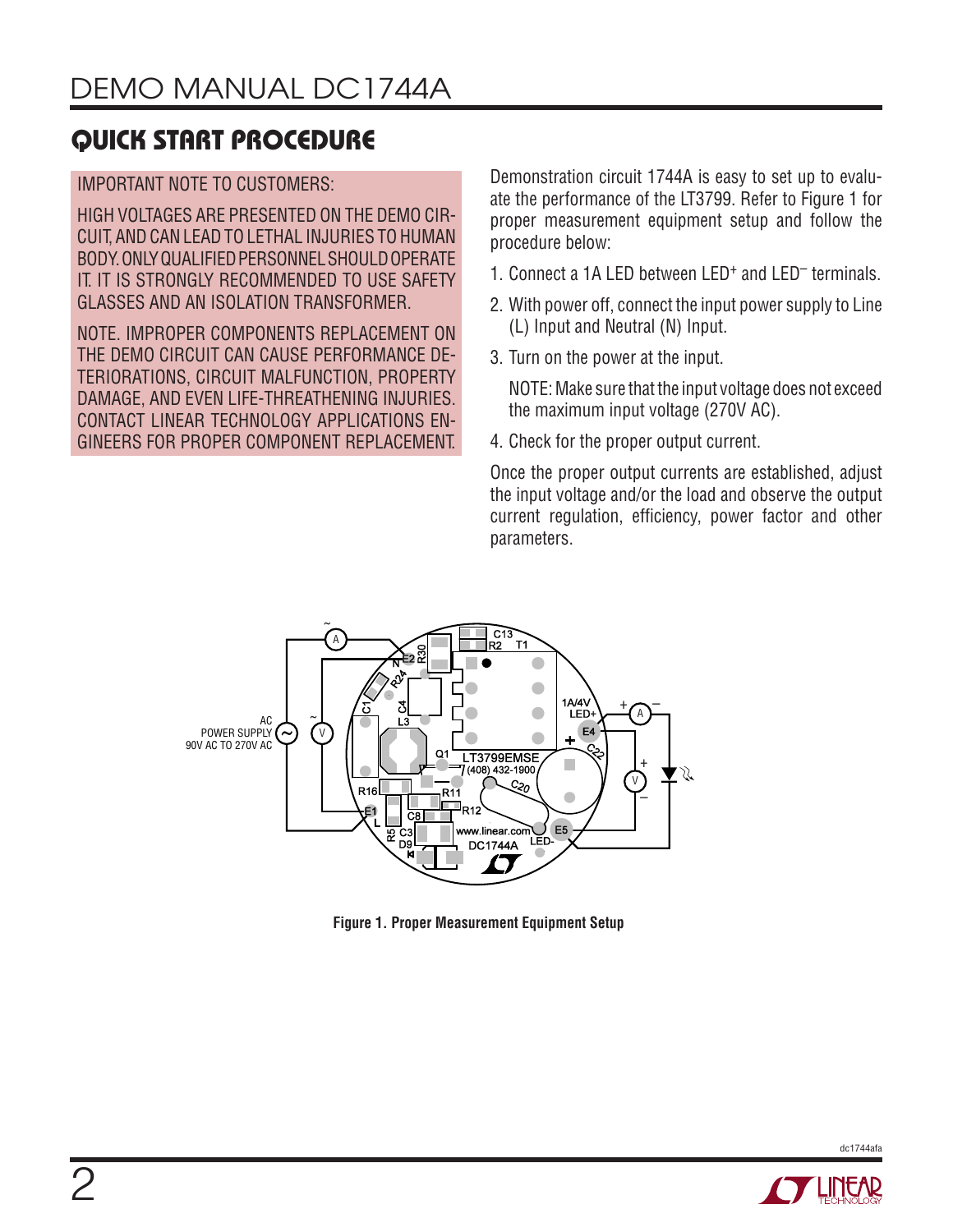## QUICK START PROCEDURE

IMPORTANT NOTE TO CUSTOMERS:

HIGH VOLTAGES ARE PRESENTED ON THE DEMO CIRCUIT, AND CAN LEAD TO LETHAL INJURIES TO HUMAN BODY. ONLY QUALIFIED PERSONNEL SHOULD OPERATE IT. IT IS STRONGLY RECOMMENDED TO USE SAFETY GLASSES AND AN ISOLATION TRANSFORMER.

NOTE. IMPROPER COMPONENTS REPLACEMENT ON THE DEMO CIRCUIT CAN CAUSE PERFORMANCE DETERIORATIONS, CIRCUIT MALFUNCTION, PROPERTY DAMAGE, AND EVEN LIFE-THREATHENING INJURIES. CONTACT LINEAR TECHNOLOGY APPLICATIONS ENGINEERS FOR PROPER COMPONENT REPLACEMENT.

Demonstration circuit 1744A is easy to set up to evaluate the performance of the LT3799. Refer to Figure 1 for proper measurement equipment setup and follow the procedure below:

1. Connect a 1A LED between $LED^+$ and $LED^–$ terminals.
2. With power off, connect the input power supply to Line (L) Input and Neutral (N) Input.
3. Turn on the power at the input.

   NOTE: Make sure that the input voltage does not exceed the maximum input voltage (270V AC).
4. Check for the proper output current.

Once the proper output currents are established, adjust the input voltage and/or the load and observe the output current regulation, efficiency, power factor and other parameters.

**Figure 1. Proper Measurement Equipment Setup**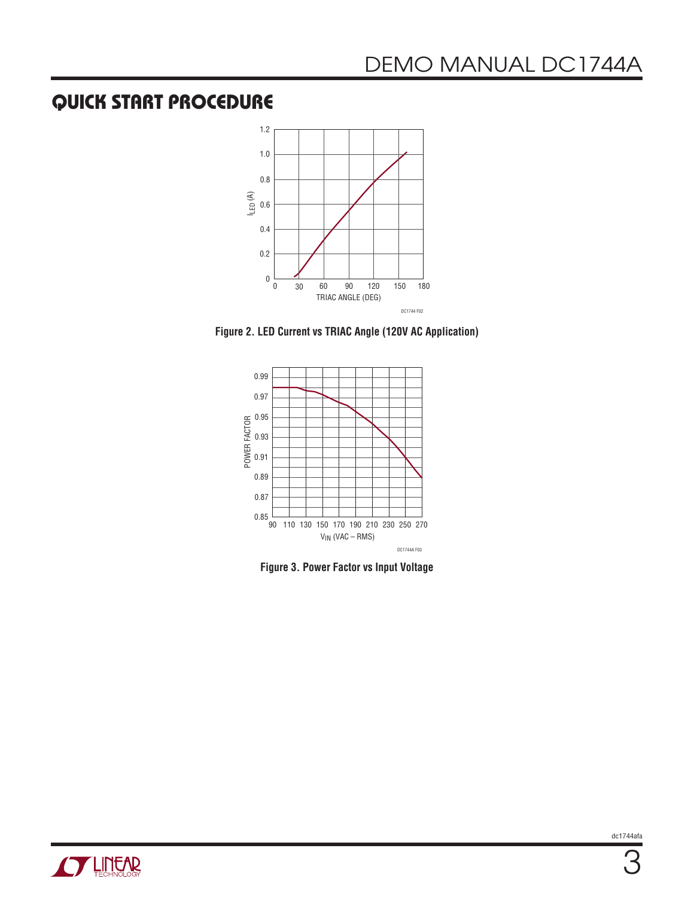## QUICK START PROCEDURE

Figure 2. LED Current vs TRIAC Angle (120V AC Application)

Figure 3. Power Factor vs Input Voltage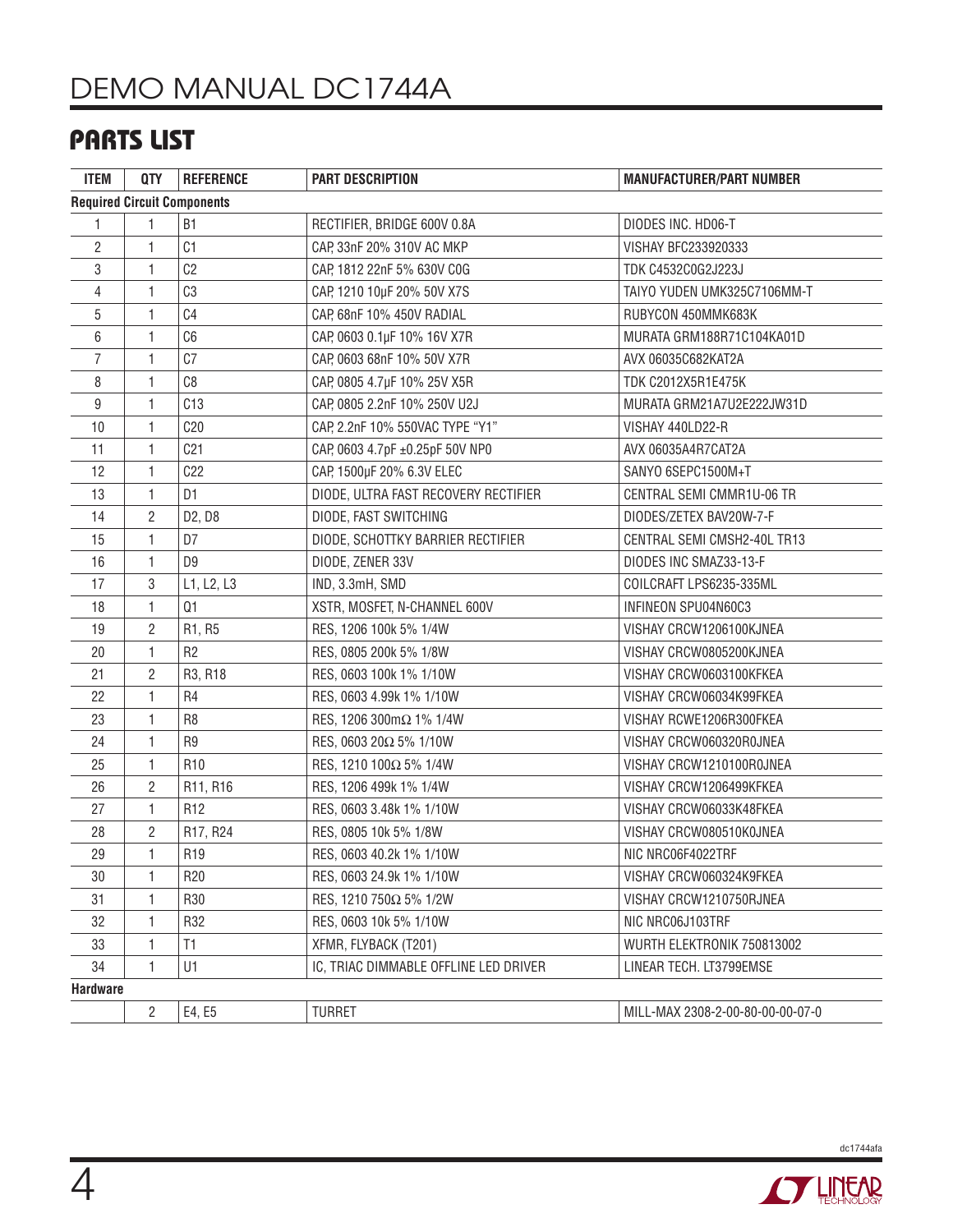## PARTS LIST

| ITEM | QTY | REFERENCE | PART DESCRIPTION | MANUFACTURER/PART NUMBER |
|---|---|---|---|---|
| **Required Circuit Components** | | | | |
| 1 | 1 | B1 | RECTIFIER, BRIDGE 600V 0.8A | DIODES INC. HD06-T |
| 2 | 1 | C1 | CAP, 33nF 20% 310V AC MKP | VISHAY BFC233920333 |
| 3 | 1 | C2 | CAP, 1812 22nF 5% 630V C0G | TDK C4532C0G2J223J |
| 4 | 1 | C3 | CAP, 1210 10µF 20% 50V X7S | TAIYO YUDEN UMK325C7106MM-T |
| 5 | 1 | C4 | CAP, 68nF 10% 450V RADIAL | RUBYCON 450MMK683K |
| 6 | 1 | C6 | CAP, 0603 0.1µF 10% 16V X7R | MURATA GRM188R71C104KA01D |
| 7 | 1 | C7 | CAP, 0603 68nF 10% 50V X7R | AVX 06035C682KAT2A |
| 8 | 1 | C8 | CAP, 0805 4.7µF 10% 25V X5R | TDK C2012X5R1E475K |
| 9 | 1 | C13 | CAP, 0805 2.2nF 10% 250V U2J | MURATA GRM21A7U2E222JW31D |
| 10 | 1 | C20 | CAP, 2.2nF 10% 550VAC TYPE "Y1" | VISHAY 440LD22-R |
| 11 | 1 | C21 | CAP, 0603 4.7pF ±0.25pF 50V NP0 | AVX 06035A4R7CAT2A |
| 12 | 1 | C22 | CAP, 1500µF 20% 6.3V ELEC | SANYO 6SEPC1500M+T |
| 13 | 1 | D1 | DIODE, ULTRA FAST RECOVERY RECTIFIER | CENTRAL SEMI CMMR1U-06 TR |
| 14 | 2 | D2, D8 | DIODE, FAST SWITCHING | DIODES/ZETEX BAV20W-7-F |
| 15 | 1 | D7 | DIODE, SCHOTTKY BARRIER RECTIFIER | CENTRAL SEMI CMSH2-40L TR13 |
| 16 | 1 | D9 | DIODE, ZENER 33V | DIODES INC SMAZ33-13-F |
| 17 | 3 | L1, L2, L3 | IND, 3.3mH, SMD | COILCRAFT LPS6235-335ML |
| 18 | 1 | Q1 | XSTR, MOSFET, N-CHANNEL 600V | INFINEON SPU04N60C3 |
| 19 | 2 | R1, R5 | RES, 1206 100k 5% 1/4W | VISHAY CRCW1206100KJNEA |
| 20 | 1 | R2 | RES, 0805 200k 5% 1/8W | VISHAY CRCW0805200KJNEA |
| 21 | 2 | R3, R18 | RES, 0603 100k 1% 1/10W | VISHAY CRCW0603100KFKEA |
| 22 | 1 | R4 | RES, 0603 4.99k 1% 1/10W | VISHAY CRCW06034K99FKEA |
| 23 | 1 | R8 | RES, 1206 300mΩ 1% 1/4W | VISHAY RCWE1206R300FKEA |
| 24 | 1 | R9 | RES, 0603 20Ω 5% 1/10W | VISHAY CRCW060320R0JNEA |
| 25 | 1 | R10 | RES, 1210 100Ω 5% 1/4W | VISHAY CRCW1210100R0JNEA |
| 26 | 2 | R11, R16 | RES, 1206 499k 1% 1/4W | VISHAY CRCW1206499KFKEA |
| 27 | 1 | R12 | RES, 0603 3.48k 1% 1/10W | VISHAY CRCW06033K48FKEA |
| 28 | 2 | R17, R24 | RES, 0805 10k 5% 1/8W | VISHAY CRCW080510K0JNEA |
| 29 | 1 | R19 | RES, 0603 40.2k 1% 1/10W | NIC NRC06F4022TRF |
| 30 | 1 | R20 | RES, 0603 24.9k 1% 1/10W | VISHAY CRCW060324K9FKEA |
| 31 | 1 | R30 | RES, 1210 750Ω 5% 1/2W | VISHAY CRCW1210750RJNEA |
| 32 | 1 | R32 | RES, 0603 10k 5% 1/10W | NIC NRC06J103TRF |
| 33 | 1 | T1 | XFMR, FLYBACK (T201) | WURTH ELEKTRONIK 750813002 |
| 34 | 1 | U1 | IC, TRIAC DIMMABLE OFFLINE LED DRIVER | LINEAR TECH. LT3799EMSE |
| **Hardware** | | | | |
| | 2 | E4, E5 | TURRET | MILL-MAX 2308-2-00-80-00-00-07-0 |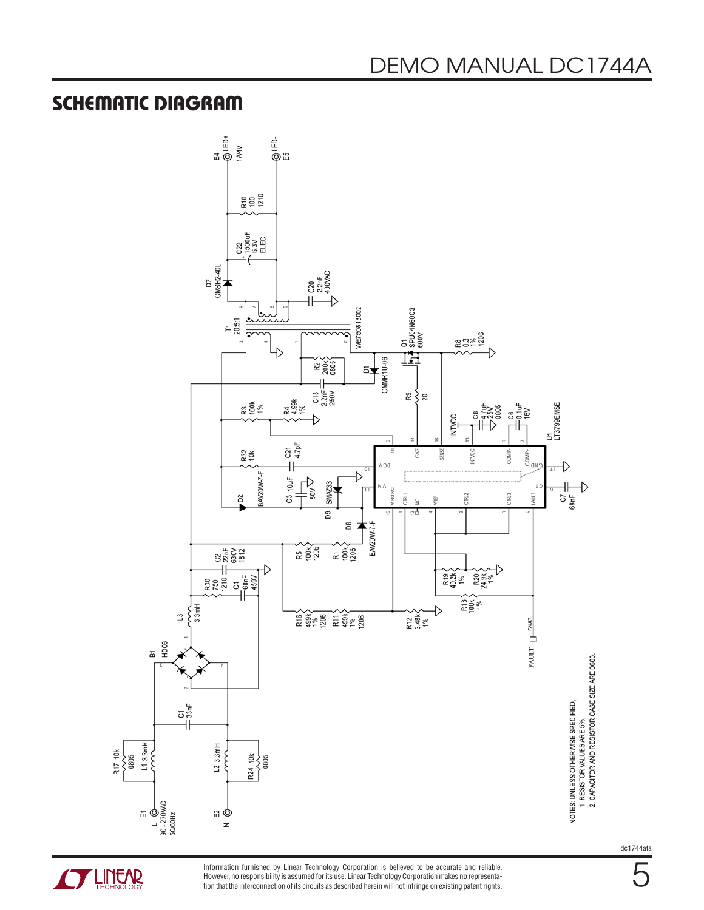## SCHEMATIC DIAGRAM

E4 LED+ 1A/4V

E5 LED-

R10 100 1210

C22 1500uF 6.3V ELEC

D7 CMSH2-40L

C20 2.2nF 400VAC

T1 20.5:1 WE750813002

Q1 SPU04N60C3 600V

R8 0.3 1% 1206

R2 200k 0805

D1 CMMR1U-06

C13 2.2nF 250V

R9 20

R3 100k 1%

R4 4.99k 1%

INTVCC

C8 4.7uF 25V 0805

C6 0.1uF 16V

U1 LT3799EMSE

R32 10k

C21 4.7pF

C3 10uF 50V

D2 BAV20W-7-F

D9 SMAZ33

D8 BAV20W-7-F

C7 68nF

FB, GATE, SENSE, INTVCC, COMP-, COMP+, GND, CT, FAULT, CTRL3, CTRL2, VREF, NC, CTRL1, VINSENSE, VIN, DCM

R5 100k 1206

R1 100k 1206

C2 22nF 630V 1812

R30 750 1210

C4 68nF 450V

L3 3.3mH

R19 40.2k 1%

R20 24.9k 1%

R18 100k 1%

R16 499k 1% 1206

R11 499k 1% 1206

R12 3.48k 1%

FAULT

B1 HD06

C1 33nF

R17 10k 0805

L1 3.3mH

L2 3.3mH

R24 10k 0805

E1 L 90 - 270VAC 50/60Hz

E2 N

NOTES: UNLESS OTHERWISE SPECIFIED.
1. RESISTOR VALUES ARE 5%.
2. CAPACITOR AND RESISTOR CASE SIZE ARE 0603.

Information furnished by Linear Technology Corporation is believed to be accurate and reliable. However, no responsibility is assumed for its use. Linear Technology Corporation makes no representation that the interconnection of its circuits as described herein will not infringe on existing patent rights.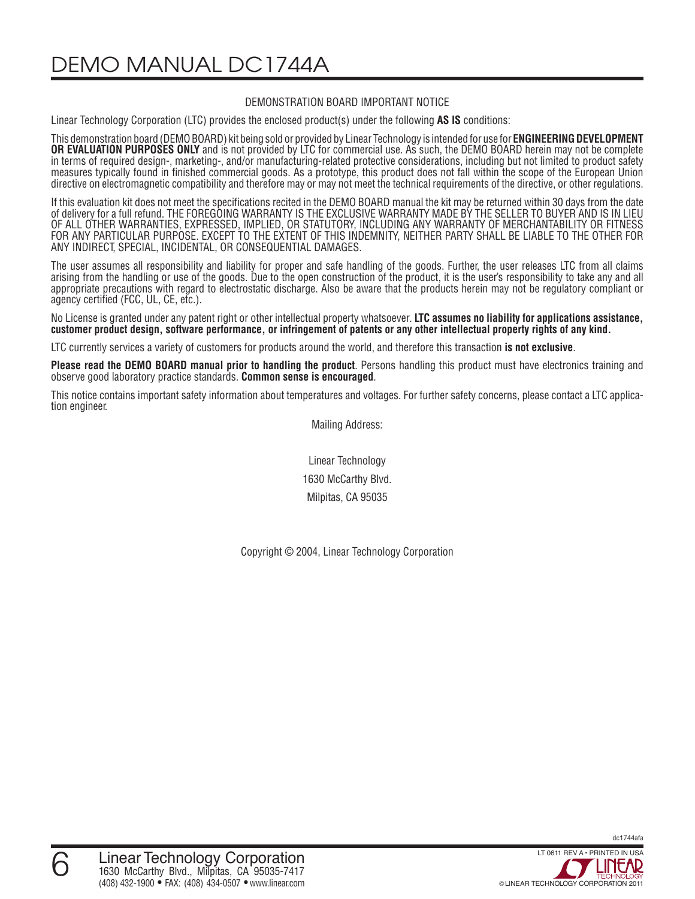DEMONSTRATION BOARD IMPORTANT NOTICE

Linear Technology Corporation (LTC) provides the enclosed product(s) under the following **AS IS** conditions:

This demonstration board (DEMO BOARD) kit being sold or provided by Linear Technology is intended for use for **ENGINEERING DEVELOPMENT OR EVALUATION PURPOSES ONLY** and is not provided by LTC for commercial use. As such, the DEMO BOARD herein may not be complete in terms of required design-, marketing-, and/or manufacturing-related protective considerations, including but not limited to product safety measures typically found in finished commercial goods. As a prototype, this product does not fall within the scope of the European Union directive on electromagnetic compatibility and therefore may or may not meet the technical requirements of the directive, or other regulations.

If this evaluation kit does not meet the specifications recited in the DEMO BOARD manual the kit may be returned within 30 days from the date of delivery for a full refund. THE FOREGOING WARRANTY IS THE EXCLUSIVE WARRANTY MADE BY THE SELLER TO BUYER AND IS IN LIEU OF ALL OTHER WARRANTIES, EXPRESSED, IMPLIED, OR STATUTORY, INCLUDING ANY WARRANTY OF MERCHANTABILITY OR FITNESS FOR ANY PARTICULAR PURPOSE. EXCEPT TO THE EXTENT OF THIS INDEMNITY, NEITHER PARTY SHALL BE LIABLE TO THE OTHER FOR ANY INDIRECT, SPECIAL, INCIDENTAL, OR CONSEQUENTIAL DAMAGES.

The user assumes all responsibility and liability for proper and safe handling of the goods. Further, the user releases LTC from all claims arising from the handling or use of the goods. Due to the open construction of the product, it is the user's responsibility to take any and all appropriate precautions with regard to electrostatic discharge. Also be aware that the products herein may not be regulatory compliant or agency certified (FCC, UL, CE, etc.).

No License is granted under any patent right or other intellectual property whatsoever. **LTC assumes no liability for applications assistance, customer product design, software performance, or infringement of patents or any other intellectual property rights of any kind.**

LTC currently services a variety of customers for products around the world, and therefore this transaction **is not exclusive**.

**Please read the DEMO BOARD manual prior to handling the product**. Persons handling this product must have electronics training and observe good laboratory practice standards. **Common sense is encouraged**.

This notice contains important safety information about temperatures and voltages. For further safety concerns, please contact a LTC application engineer.

Mailing Address:

Linear Technology
1630 McCarthy Blvd.
Milpitas, CA 95035

Copyright © 2004, Linear Technology Corporation

Linear Technology Corporation
1630 McCarthy Blvd., Milpitas, CA 95035-7417
(408) 432-1900 • FAX: (408) 434-0507 • www.linear.com

LT 0611 REV A • PRINTED IN USA

© LINEAR TECHNOLOGY CORPORATION 2011